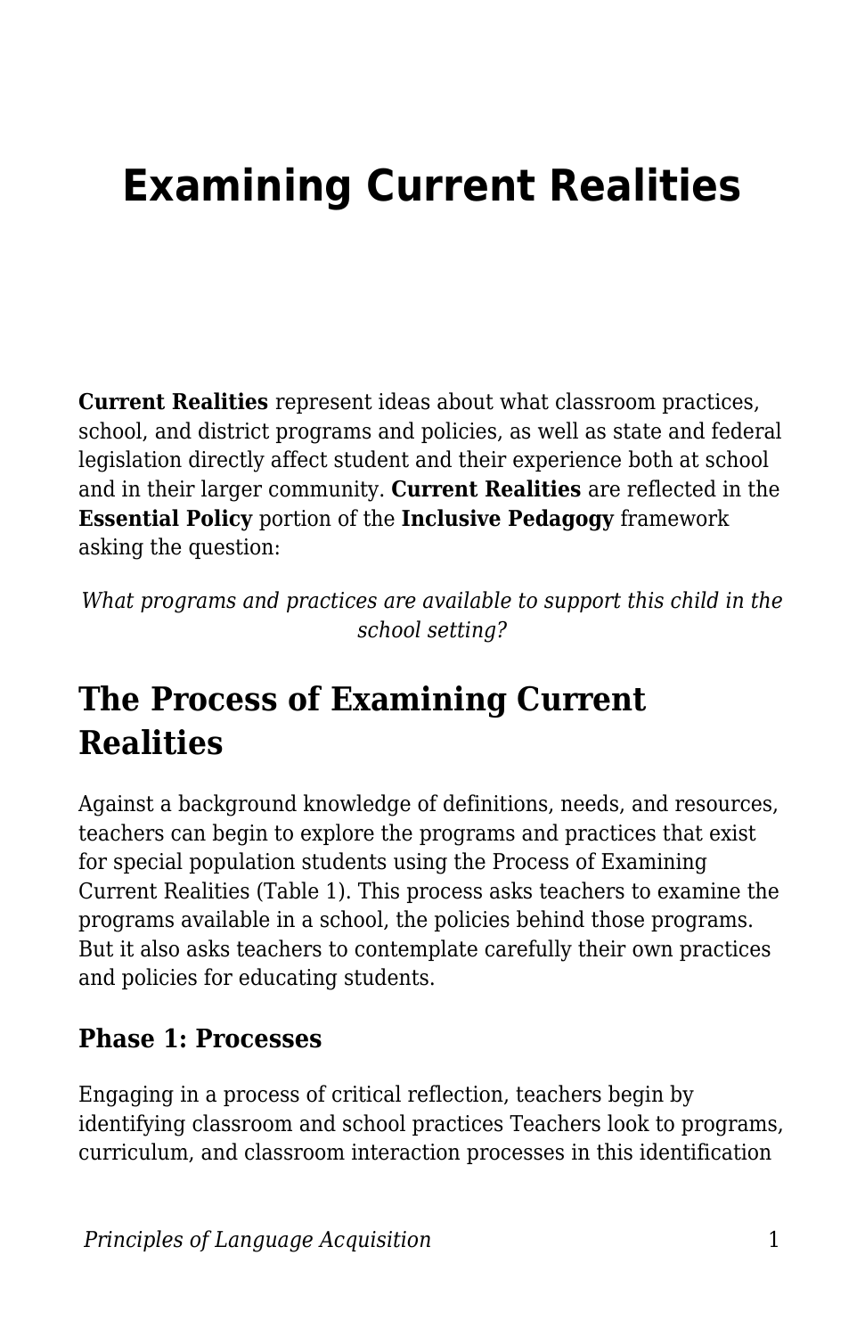# Examining Current Realities

**Current Realities** represent ideas about what classroom practices, school, and district programs and policies, as well as state and federal legislation directly affect student and their experience both at school and in their larger community. **Current Realities** are reflected in the **Essential Policy** portion of the **Inclusive Pedagogy** framework asking the question:

*What programs and practices are available to support this child in the school setting?*

## The Process of Examining Current Realities

Against a background knowledge of definitions, needs, and resources, teachers can begin to explore the programs and practices that exist for special population students using the Process of Examining Current Realities (Table 1). This process asks teachers to examine the programs available in a school, the policies behind those programs. But it also asks teachers to contemplate carefully their own practices and policies for educating students.

### Phase 1: Processes

Engaging in a process of critical reflection, teachers begin by identifying classroom and school practices Teachers look to programs, curriculum, and classroom interaction processes in this identification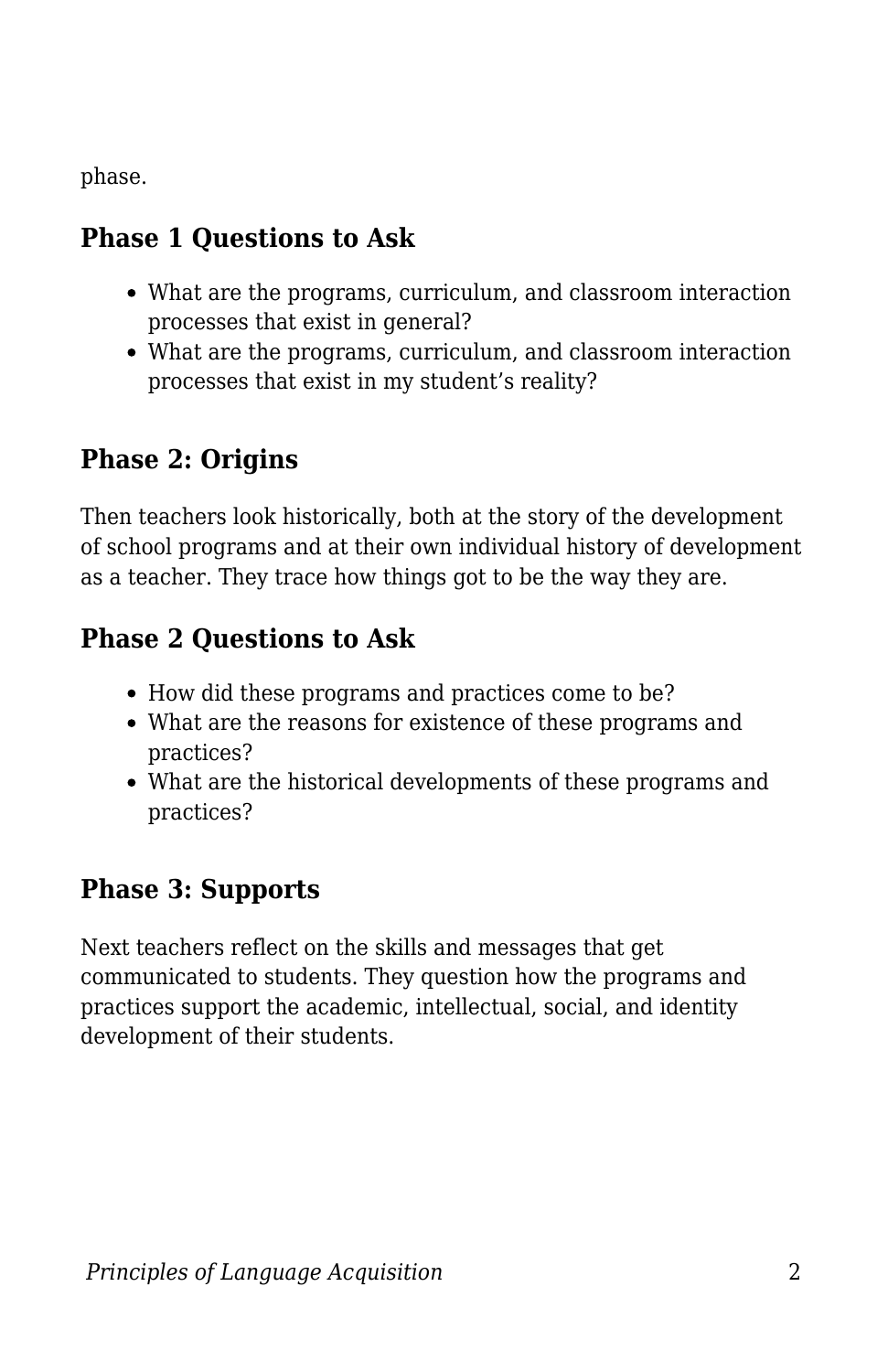phase.

## Phase 1 Questions to Ask

- What are the programs, curriculum, and classroom interaction processes that exist in general?
- What are the programs, curriculum, and classroom interaction processes that exist in my student's reality?

## Phase 2: Origins

Then teachers look historically, both at the story of the development of school programs and at their own individual history of development as a teacher. They trace how things got to be the way they are.

## Phase 2 Questions to Ask

- How did these programs and practices come to be?
- What are the reasons for existence of these programs and practices?
- What are the historical developments of these programs and practices?

## Phase 3: Supports

Next teachers reflect on the skills and messages that get communicated to students. They question how the programs and practices support the academic, intellectual, social, and identity development of their students.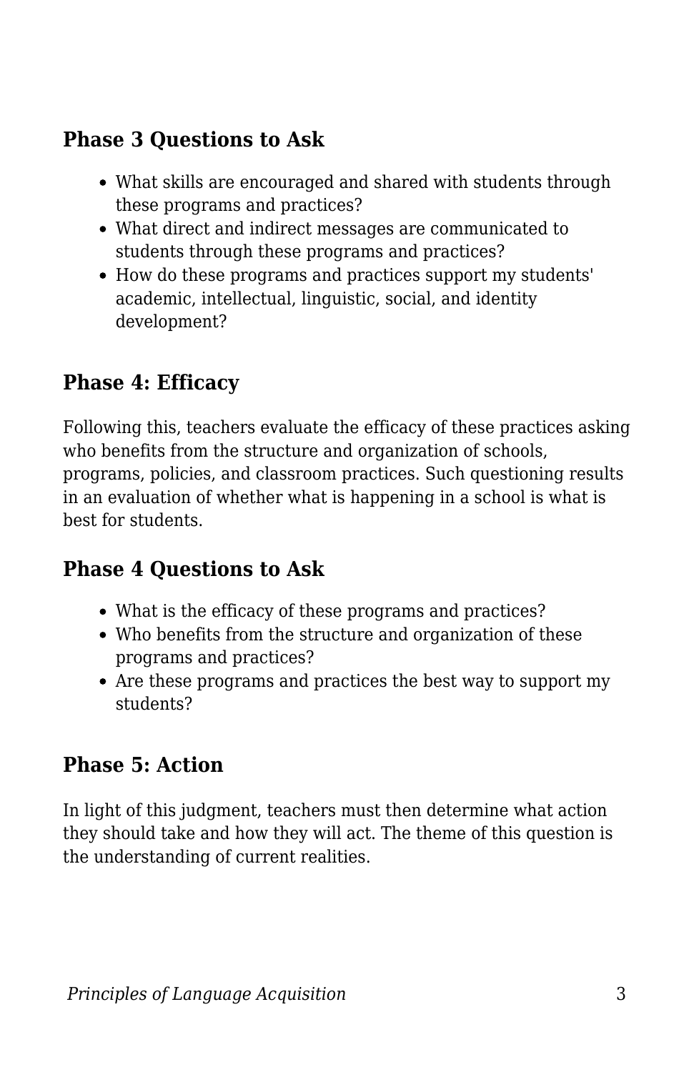## Phase 3 Questions to Ask

- What skills are encouraged and shared with students through these programs and practices?
- What direct and indirect messages are communicated to students through these programs and practices?
- How do these programs and practices support my students' academic, intellectual, linguistic, social, and identity development?

## Phase 4: Efficacy

Following this, teachers evaluate the efficacy of these practices asking who benefits from the structure and organization of schools, programs, policies, and classroom practices. Such questioning results in an evaluation of whether what is happening in a school is what is best for students.

## Phase 4 Questions to Ask

- What is the efficacy of these programs and practices?
- Who benefits from the structure and organization of these programs and practices?
- Are these programs and practices the best way to support my students?

## Phase 5: Action

In light of this judgment, teachers must then determine what action they should take and how they will act. The theme of this question is the understanding of current realities.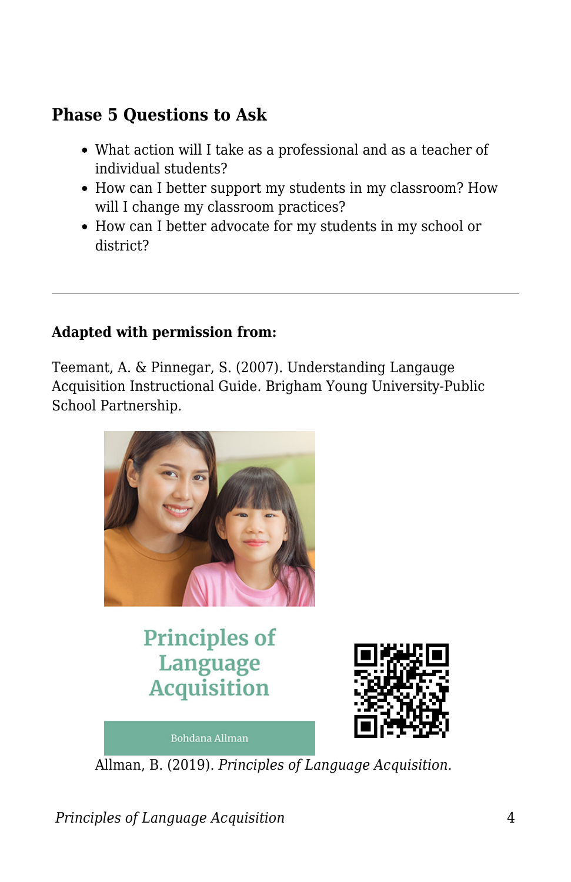### Phase 5 Questions to Ask

- What action will I take as a professional and as a teacher of individual students?
- How can I better support my students in my classroom? How will I change my classroom practices?
- How can I better advocate for my students in my school or district?

---

**Adapted with permission from:**

Teemant, A. & Pinnegar, S. (2007). Understanding Langauge Acquisition Instructional Guide. Brigham Young University-Public School Partnership.

Allman, B. (2019). *Principles of Language Acquisition*.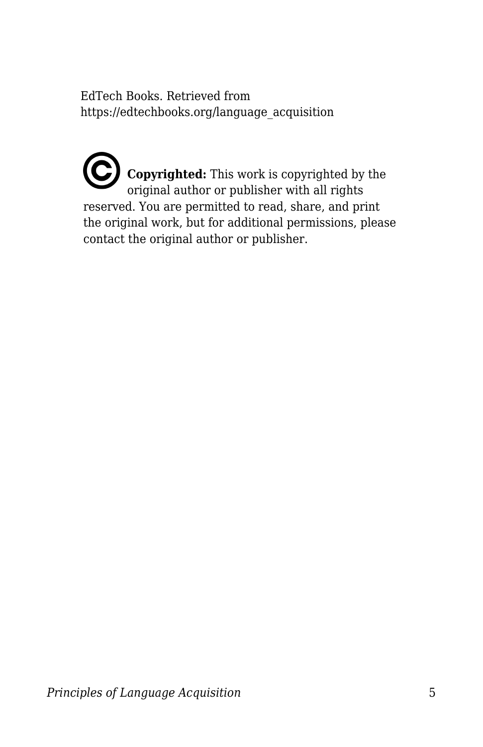EdTech Books. Retrieved from https://edtechbooks.org/language_acquisition

©

**Copyrighted:** This work is copyrighted by the original author or publisher with all rights reserved. You are permitted to read, share, and print the original work, but for additional permissions, please contact the original author or publisher.